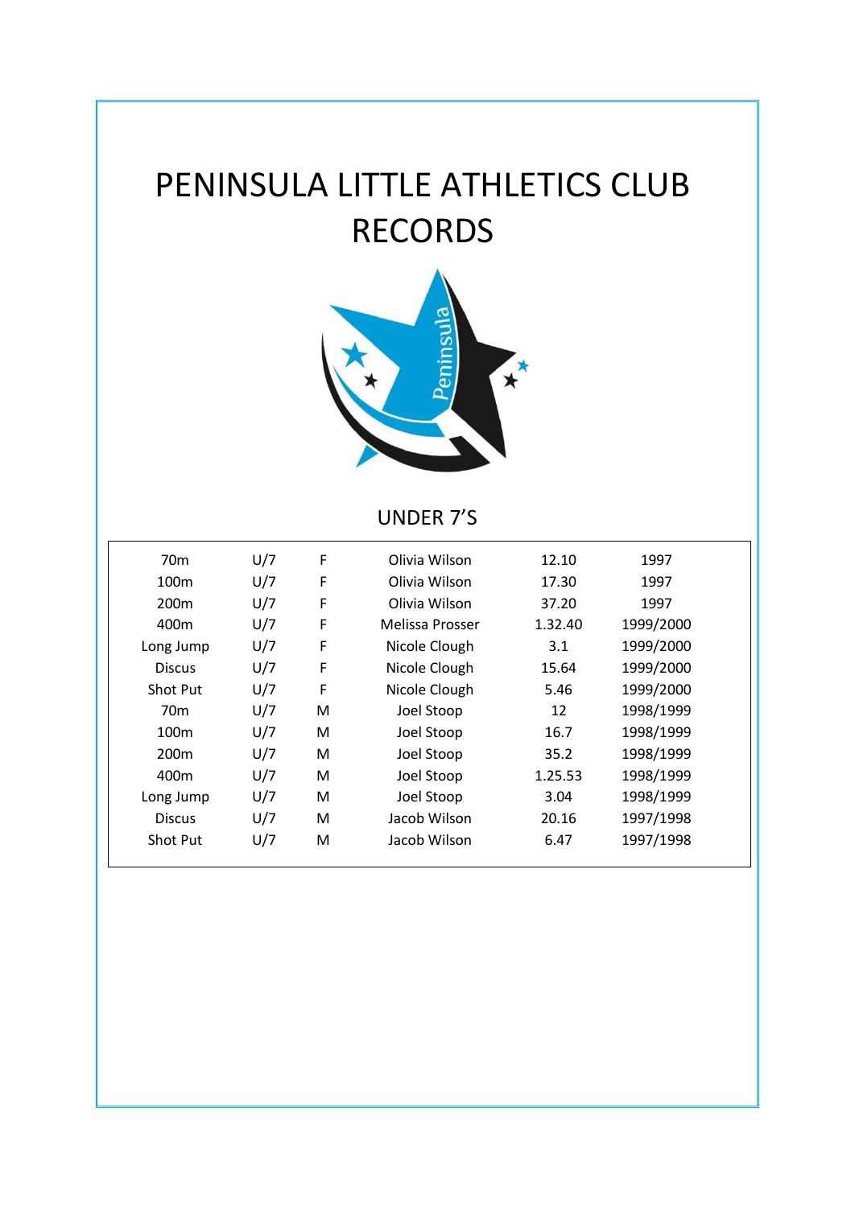# PENINSULA LITTLE ATHLETICS CLUB RECORDS

## UNDER 7'S

| | | | | | |
|---|---|---|---|---|---|
| 70m | U/7 | F | Olivia Wilson | 12.10 | 1997 |
| 100m | U/7 | F | Olivia Wilson | 17.30 | 1997 |
| 200m | U/7 | F | Olivia Wilson | 37.20 | 1997 |
| 400m | U/7 | F | Melissa Prosser | 1.32.40 | 1999/2000 |
| Long Jump | U/7 | F | Nicole Clough | 3.1 | 1999/2000 |
| Discus | U/7 | F | Nicole Clough | 15.64 | 1999/2000 |
| Shot Put | U/7 | F | Nicole Clough | 5.46 | 1999/2000 |
| 70m | U/7 | M | Joel Stoop | 12 | 1998/1999 |
| 100m | U/7 | M | Joel Stoop | 16.7 | 1998/1999 |
| 200m | U/7 | M | Joel Stoop | 35.2 | 1998/1999 |
| 400m | U/7 | M | Joel Stoop | 1.25.53 | 1998/1999 |
| Long Jump | U/7 | M | Joel Stoop | 3.04 | 1998/1999 |
| Discus | U/7 | M | Jacob Wilson | 20.16 | 1997/1998 |
| Shot Put | U/7 | M | Jacob Wilson | 6.47 | 1997/1998 |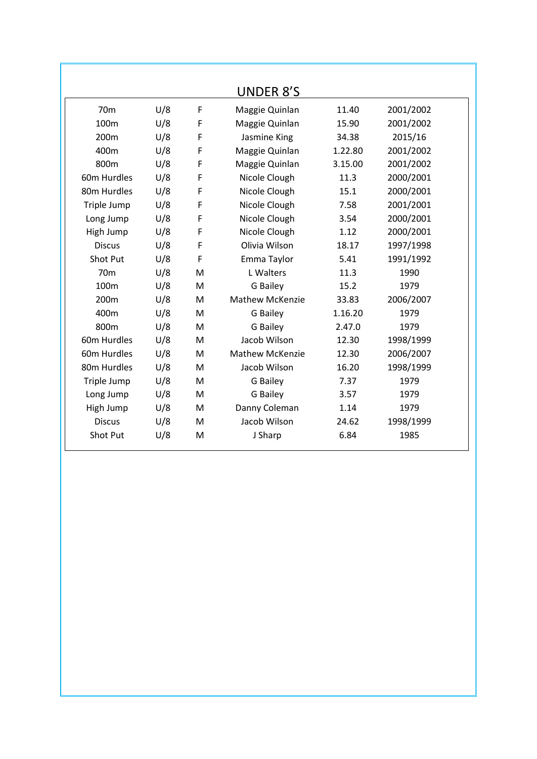# UNDER 8'S

| | | | | | |
|---|---|---|---|---|---|
| 70m | U/8 | F | Maggie Quinlan | 11.40 | 2001/2002 |
| 100m | U/8 | F | Maggie Quinlan | 15.90 | 2001/2002 |
| 200m | U/8 | F | Jasmine King | 34.38 | 2015/16 |
| 400m | U/8 | F | Maggie Quinlan | 1.22.80 | 2001/2002 |
| 800m | U/8 | F | Maggie Quinlan | 3.15.00 | 2001/2002 |
| 60m Hurdles | U/8 | F | Nicole Clough | 11.3 | 2000/2001 |
| 80m Hurdles | U/8 | F | Nicole Clough | 15.1 | 2000/2001 |
| Triple Jump | U/8 | F | Nicole Clough | 7.58 | 2001/2001 |
| Long Jump | U/8 | F | Nicole Clough | 3.54 | 2000/2001 |
| High Jump | U/8 | F | Nicole Clough | 1.12 | 2000/2001 |
| Discus | U/8 | F | Olivia Wilson | 18.17 | 1997/1998 |
| Shot Put | U/8 | F | Emma Taylor | 5.41 | 1991/1992 |
| 70m | U/8 | M | L Walters | 11.3 | 1990 |
| 100m | U/8 | M | G Bailey | 15.2 | 1979 |
| 200m | U/8 | M | Mathew McKenzie | 33.83 | 2006/2007 |
| 400m | U/8 | M | G Bailey | 1.16.20 | 1979 |
| 800m | U/8 | M | G Bailey | 2.47.0 | 1979 |
| 60m Hurdles | U/8 | M | Jacob Wilson | 12.30 | 1998/1999 |
| 60m Hurdles | U/8 | M | Mathew McKenzie | 12.30 | 2006/2007 |
| 80m Hurdles | U/8 | M | Jacob Wilson | 16.20 | 1998/1999 |
| Triple Jump | U/8 | M | G Bailey | 7.37 | 1979 |
| Long Jump | U/8 | M | G Bailey | 3.57 | 1979 |
| High Jump | U/8 | M | Danny Coleman | 1.14 | 1979 |
| Discus | U/8 | M | Jacob Wilson | 24.62 | 1998/1999 |
| Shot Put | U/8 | M | J Sharp | 6.84 | 1985 |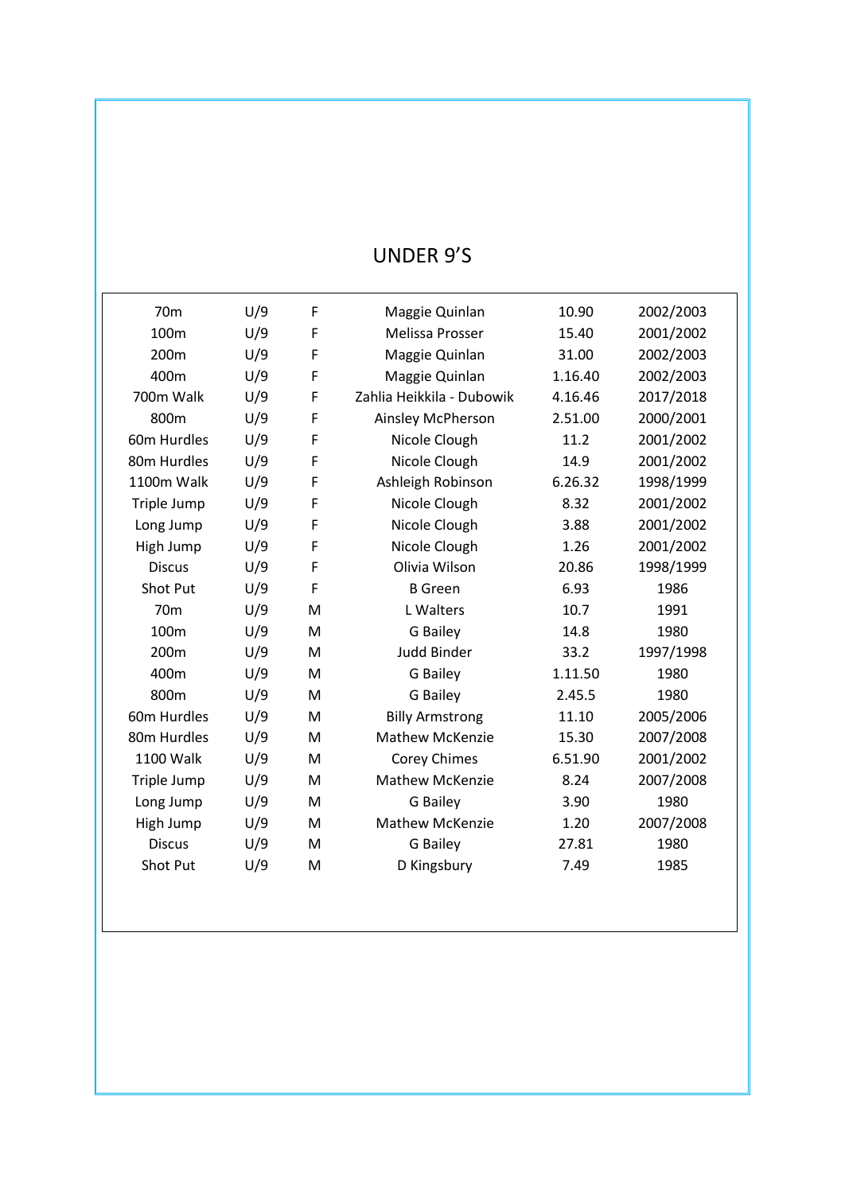# UNDER 9'S

| | | | | | |
|---|---|---|---|---|---|
| 70m | U/9 | F | Maggie Quinlan | 10.90 | 2002/2003 |
| 100m | U/9 | F | Melissa Prosser | 15.40 | 2001/2002 |
| 200m | U/9 | F | Maggie Quinlan | 31.00 | 2002/2003 |
| 400m | U/9 | F | Maggie Quinlan | 1.16.40 | 2002/2003 |
| 700m Walk | U/9 | F | Zahlia Heikkila - Dubowik | 4.16.46 | 2017/2018 |
| 800m | U/9 | F | Ainsley McPherson | 2.51.00 | 2000/2001 |
| 60m Hurdles | U/9 | F | Nicole Clough | 11.2 | 2001/2002 |
| 80m Hurdles | U/9 | F | Nicole Clough | 14.9 | 2001/2002 |
| 1100m Walk | U/9 | F | Ashleigh Robinson | 6.26.32 | 1998/1999 |
| Triple Jump | U/9 | F | Nicole Clough | 8.32 | 2001/2002 |
| Long Jump | U/9 | F | Nicole Clough | 3.88 | 2001/2002 |
| High Jump | U/9 | F | Nicole Clough | 1.26 | 2001/2002 |
| Discus | U/9 | F | Olivia Wilson | 20.86 | 1998/1999 |
| Shot Put | U/9 | F | B Green | 6.93 | 1986 |
| 70m | U/9 | M | L Walters | 10.7 | 1991 |
| 100m | U/9 | M | G Bailey | 14.8 | 1980 |
| 200m | U/9 | M | Judd Binder | 33.2 | 1997/1998 |
| 400m | U/9 | M | G Bailey | 1.11.50 | 1980 |
| 800m | U/9 | M | G Bailey | 2.45.5 | 1980 |
| 60m Hurdles | U/9 | M | Billy Armstrong | 11.10 | 2005/2006 |
| 80m Hurdles | U/9 | M | Mathew McKenzie | 15.30 | 2007/2008 |
| 1100 Walk | U/9 | M | Corey Chimes | 6.51.90 | 2001/2002 |
| Triple Jump | U/9 | M | Mathew McKenzie | 8.24 | 2007/2008 |
| Long Jump | U/9 | M | G Bailey | 3.90 | 1980 |
| High Jump | U/9 | M | Mathew McKenzie | 1.20 | 2007/2008 |
| Discus | U/9 | M | G Bailey | 27.81 | 1980 |
| Shot Put | U/9 | M | D Kingsbury | 7.49 | 1985 |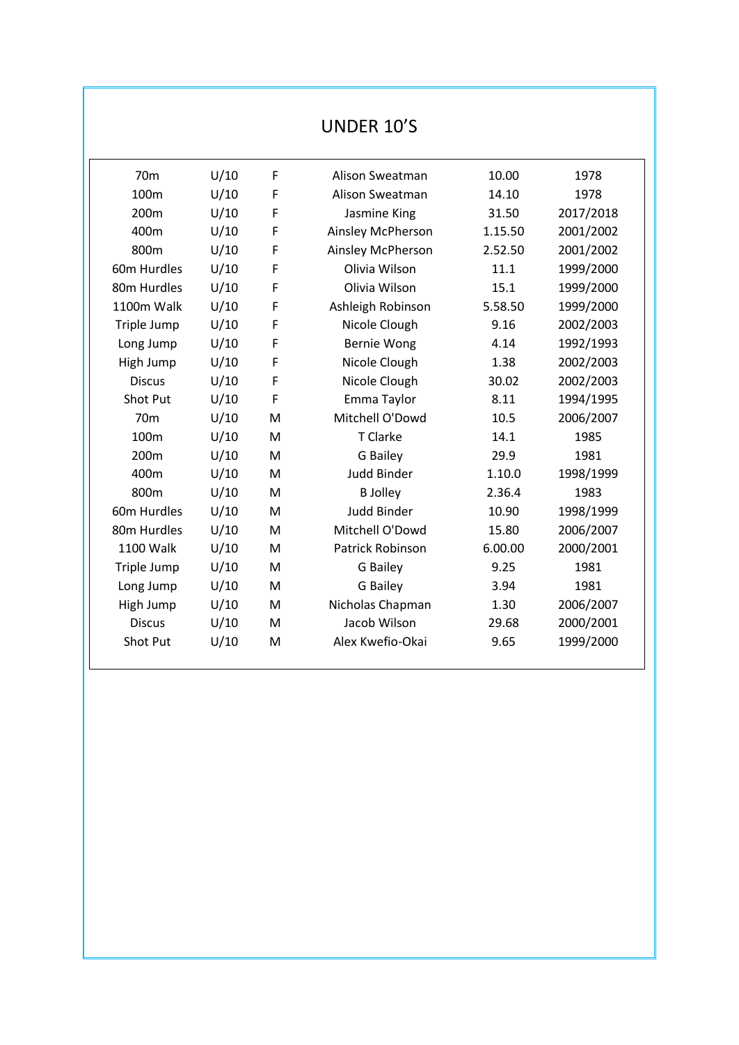# UNDER 10'S

| | | | | | |
|---|---|---|---|---|---|
| 70m | U/10 | F | Alison Sweatman | 10.00 | 1978 |
| 100m | U/10 | F | Alison Sweatman | 14.10 | 1978 |
| 200m | U/10 | F | Jasmine King | 31.50 | 2017/2018 |
| 400m | U/10 | F | Ainsley McPherson | 1.15.50 | 2001/2002 |
| 800m | U/10 | F | Ainsley McPherson | 2.52.50 | 2001/2002 |
| 60m Hurdles | U/10 | F | Olivia Wilson | 11.1 | 1999/2000 |
| 80m Hurdles | U/10 | F | Olivia Wilson | 15.1 | 1999/2000 |
| 1100m Walk | U/10 | F | Ashleigh Robinson | 5.58.50 | 1999/2000 |
| Triple Jump | U/10 | F | Nicole Clough | 9.16 | 2002/2003 |
| Long Jump | U/10 | F | Bernie Wong | 4.14 | 1992/1993 |
| High Jump | U/10 | F | Nicole Clough | 1.38 | 2002/2003 |
| Discus | U/10 | F | Nicole Clough | 30.02 | 2002/2003 |
| Shot Put | U/10 | F | Emma Taylor | 8.11 | 1994/1995 |
| 70m | U/10 | M | Mitchell O'Dowd | 10.5 | 2006/2007 |
| 100m | U/10 | M | T Clarke | 14.1 | 1985 |
| 200m | U/10 | M | G Bailey | 29.9 | 1981 |
| 400m | U/10 | M | Judd Binder | 1.10.0 | 1998/1999 |
| 800m | U/10 | M | B Jolley | 2.36.4 | 1983 |
| 60m Hurdles | U/10 | M | Judd Binder | 10.90 | 1998/1999 |
| 80m Hurdles | U/10 | M | Mitchell O'Dowd | 15.80 | 2006/2007 |
| 1100 Walk | U/10 | M | Patrick Robinson | 6.00.00 | 2000/2001 |
| Triple Jump | U/10 | M | G Bailey | 9.25 | 1981 |
| Long Jump | U/10 | M | G Bailey | 3.94 | 1981 |
| High Jump | U/10 | M | Nicholas Chapman | 1.30 | 2006/2007 |
| Discus | U/10 | M | Jacob Wilson | 29.68 | 2000/2001 |
| Shot Put | U/10 | M | Alex Kwefio-Okai | 9.65 | 1999/2000 |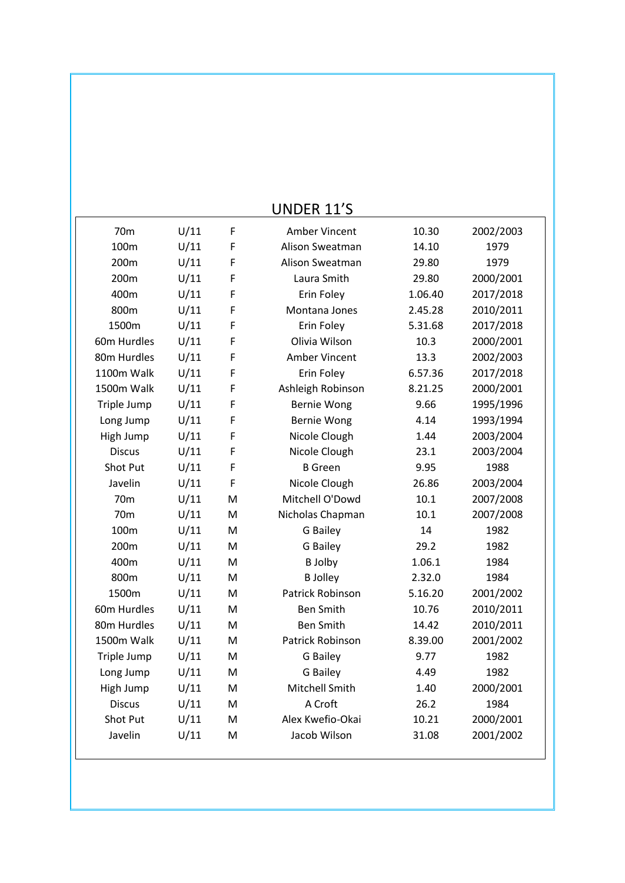## UNDER 11'S

| | | | | | |
|---|---|---|---|---|---|
| 70m | U/11 | F | Amber Vincent | 10.30 | 2002/2003 |
| 100m | U/11 | F | Alison Sweatman | 14.10 | 1979 |
| 200m | U/11 | F | Alison Sweatman | 29.80 | 1979 |
| 200m | U/11 | F | Laura Smith | 29.80 | 2000/2001 |
| 400m | U/11 | F | Erin Foley | 1.06.40 | 2017/2018 |
| 800m | U/11 | F | Montana Jones | 2.45.28 | 2010/2011 |
| 1500m | U/11 | F | Erin Foley | 5.31.68 | 2017/2018 |
| 60m Hurdles | U/11 | F | Olivia Wilson | 10.3 | 2000/2001 |
| 80m Hurdles | U/11 | F | Amber Vincent | 13.3 | 2002/2003 |
| 1100m Walk | U/11 | F | Erin Foley | 6.57.36 | 2017/2018 |
| 1500m Walk | U/11 | F | Ashleigh Robinson | 8.21.25 | 2000/2001 |
| Triple Jump | U/11 | F | Bernie Wong | 9.66 | 1995/1996 |
| Long Jump | U/11 | F | Bernie Wong | 4.14 | 1993/1994 |
| High Jump | U/11 | F | Nicole Clough | 1.44 | 2003/2004 |
| Discus | U/11 | F | Nicole Clough | 23.1 | 2003/2004 |
| Shot Put | U/11 | F | B Green | 9.95 | 1988 |
| Javelin | U/11 | F | Nicole Clough | 26.86 | 2003/2004 |
| 70m | U/11 | M | Mitchell O'Dowd | 10.1 | 2007/2008 |
| 70m | U/11 | M | Nicholas Chapman | 10.1 | 2007/2008 |
| 100m | U/11 | M | G Bailey | 14 | 1982 |
| 200m | U/11 | M | G Bailey | 29.2 | 1982 |
| 400m | U/11 | M | B Jolby | 1.06.1 | 1984 |
| 800m | U/11 | M | B Jolley | 2.32.0 | 1984 |
| 1500m | U/11 | M | Patrick Robinson | 5.16.20 | 2001/2002 |
| 60m Hurdles | U/11 | M | Ben Smith | 10.76 | 2010/2011 |
| 80m Hurdles | U/11 | M | Ben Smith | 14.42 | 2010/2011 |
| 1500m Walk | U/11 | M | Patrick Robinson | 8.39.00 | 2001/2002 |
| Triple Jump | U/11 | M | G Bailey | 9.77 | 1982 |
| Long Jump | U/11 | M | G Bailey | 4.49 | 1982 |
| High Jump | U/11 | M | Mitchell Smith | 1.40 | 2000/2001 |
| Discus | U/11 | M | A Croft | 26.2 | 1984 |
| Shot Put | U/11 | M | Alex Kwefio-Okai | 10.21 | 2000/2001 |
| Javelin | U/11 | M | Jacob Wilson | 31.08 | 2001/2002 |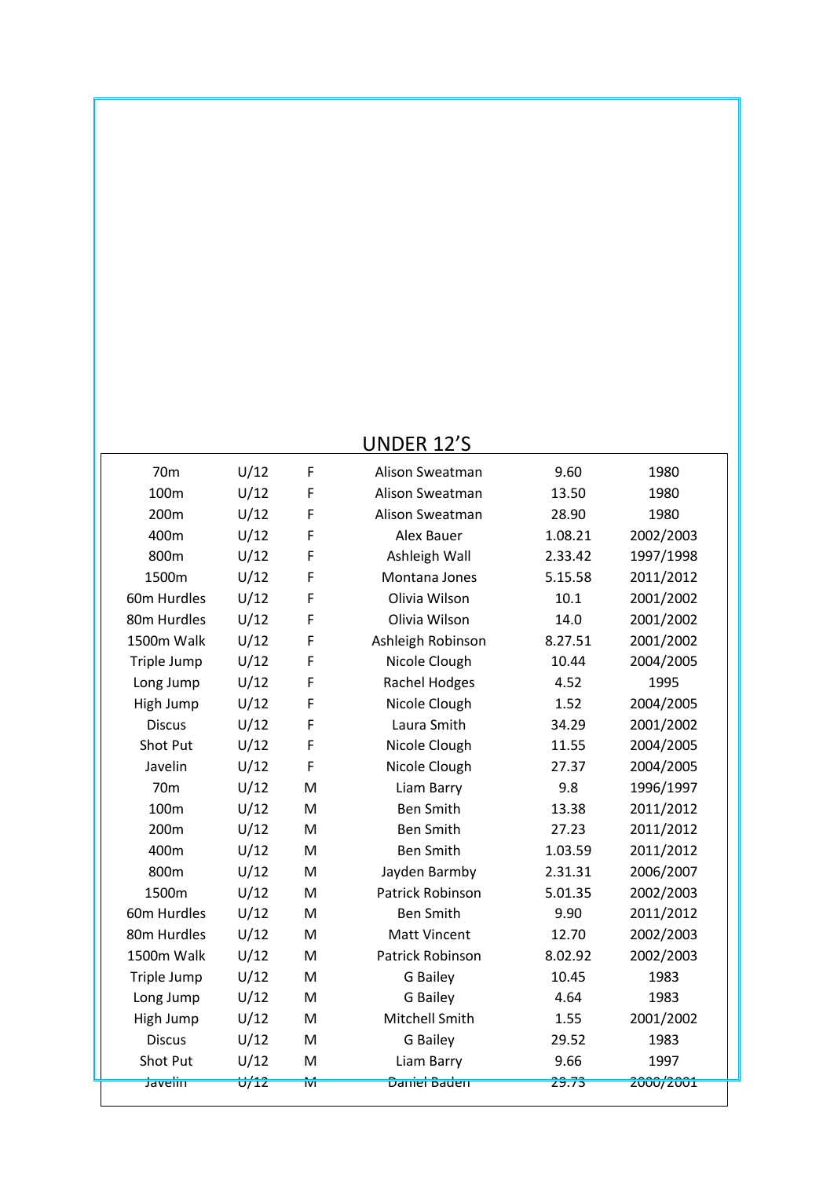## UNDER 12'S

| | | | | | |
|---|---|---|---|---|---|
| 70m | U/12 | F | Alison Sweatman | 9.60 | 1980 |
| 100m | U/12 | F | Alison Sweatman | 13.50 | 1980 |
| 200m | U/12 | F | Alison Sweatman | 28.90 | 1980 |
| 400m | U/12 | F | Alex Bauer | 1.08.21 | 2002/2003 |
| 800m | U/12 | F | Ashleigh Wall | 2.33.42 | 1997/1998 |
| 1500m | U/12 | F | Montana Jones | 5.15.58 | 2011/2012 |
| 60m Hurdles | U/12 | F | Olivia Wilson | 10.1 | 2001/2002 |
| 80m Hurdles | U/12 | F | Olivia Wilson | 14.0 | 2001/2002 |
| 1500m Walk | U/12 | F | Ashleigh Robinson | 8.27.51 | 2001/2002 |
| Triple Jump | U/12 | F | Nicole Clough | 10.44 | 2004/2005 |
| Long Jump | U/12 | F | Rachel Hodges | 4.52 | 1995 |
| High Jump | U/12 | F | Nicole Clough | 1.52 | 2004/2005 |
| Discus | U/12 | F | Laura Smith | 34.29 | 2001/2002 |
| Shot Put | U/12 | F | Nicole Clough | 11.55 | 2004/2005 |
| Javelin | U/12 | F | Nicole Clough | 27.37 | 2004/2005 |
| 70m | U/12 | M | Liam Barry | 9.8 | 1996/1997 |
| 100m | U/12 | M | Ben Smith | 13.38 | 2011/2012 |
| 200m | U/12 | M | Ben Smith | 27.23 | 2011/2012 |
| 400m | U/12 | M | Ben Smith | 1.03.59 | 2011/2012 |
| 800m | U/12 | M | Jayden Barmby | 2.31.31 | 2006/2007 |
| 1500m | U/12 | M | Patrick Robinson | 5.01.35 | 2002/2003 |
| 60m Hurdles | U/12 | M | Ben Smith | 9.90 | 2011/2012 |
| 80m Hurdles | U/12 | M | Matt Vincent | 12.70 | 2002/2003 |
| 1500m Walk | U/12 | M | Patrick Robinson | 8.02.92 | 2002/2003 |
| Triple Jump | U/12 | M | G Bailey | 10.45 | 1983 |
| Long Jump | U/12 | M | G Bailey | 4.64 | 1983 |
| High Jump | U/12 | M | Mitchell Smith | 1.55 | 2001/2002 |
| Discus | U/12 | M | G Bailey | 29.52 | 1983 |
| Shot Put | U/12 | M | Liam Barry | 9.66 | 1997 |
| Javelin | U/12 | M | Daniel Baden | 29.73 | 2000/2001 |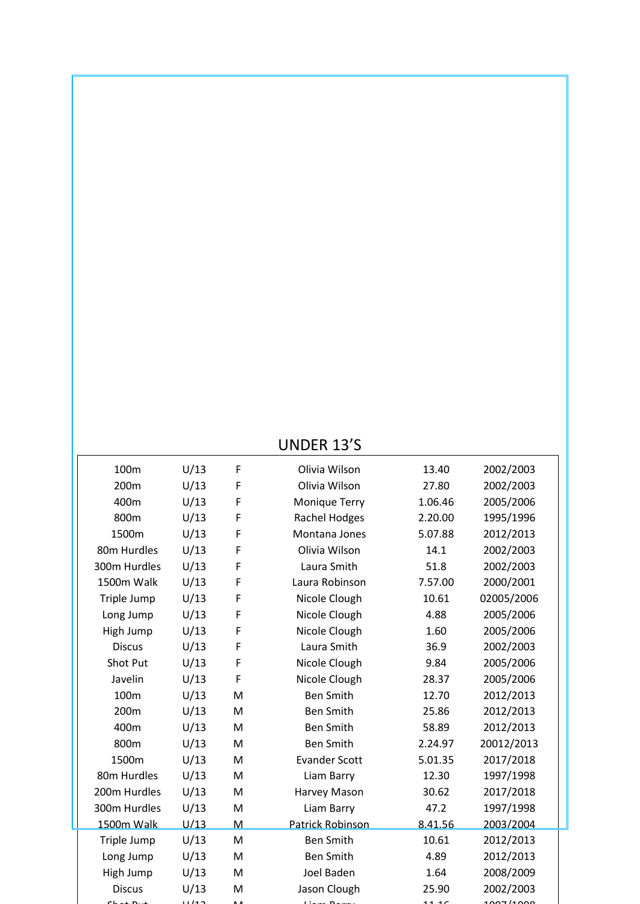## UNDER 13'S

| | | | | | |
|---|---|---|---|---|---|
| 100m | U/13 | F | Olivia Wilson | 13.40 | 2002/2003 |
| 200m | U/13 | F | Olivia Wilson | 27.80 | 2002/2003 |
| 400m | U/13 | F | Monique Terry | 1.06.46 | 2005/2006 |
| 800m | U/13 | F | Rachel Hodges | 2.20.00 | 1995/1996 |
| 1500m | U/13 | F | Montana Jones | 5.07.88 | 2012/2013 |
| 80m Hurdles | U/13 | F | Olivia Wilson | 14.1 | 2002/2003 |
| 300m Hurdles | U/13 | F | Laura Smith | 51.8 | 2002/2003 |
| 1500m Walk | U/13 | F | Laura Robinson | 7.57.00 | 2000/2001 |
| Triple Jump | U/13 | F | Nicole Clough | 10.61 | 02005/2006 |
| Long Jump | U/13 | F | Nicole Clough | 4.88 | 2005/2006 |
| High Jump | U/13 | F | Nicole Clough | 1.60 | 2005/2006 |
| Discus | U/13 | F | Laura Smith | 36.9 | 2002/2003 |
| Shot Put | U/13 | F | Nicole Clough | 9.84 | 2005/2006 |
| Javelin | U/13 | F | Nicole Clough | 28.37 | 2005/2006 |
| 100m | U/13 | M | Ben Smith | 12.70 | 2012/2013 |
| 200m | U/13 | M | Ben Smith | 25.86 | 2012/2013 |
| 400m | U/13 | M | Ben Smith | 58.89 | 2012/2013 |
| 800m | U/13 | M | Ben Smith | 2.24.97 | 20012/2013 |
| 1500m | U/13 | M | Evander Scott | 5.01.35 | 2017/2018 |
| 80m Hurdles | U/13 | M | Liam Barry | 12.30 | 1997/1998 |
| 200m Hurdles | U/13 | M | Harvey Mason | 30.62 | 2017/2018 |
| 300m Hurdles | U/13 | M | Liam Barry | 47.2 | 1997/1998 |
| 1500m Walk | U/13 | M | Patrick Robinson | 8.41.56 | 2003/2004 |
| Triple Jump | U/13 | M | Ben Smith | 10.61 | 2012/2013 |
| Long Jump | U/13 | M | Ben Smith | 4.89 | 2012/2013 |
| High Jump | U/13 | M | Joel Baden | 1.64 | 2008/2009 |
| Discus | U/13 | M | Jason Clough | 25.90 | 2002/2003 |
| Shot Put | U/13 | M | Liam Barry | 11.16 | 1997/1998 |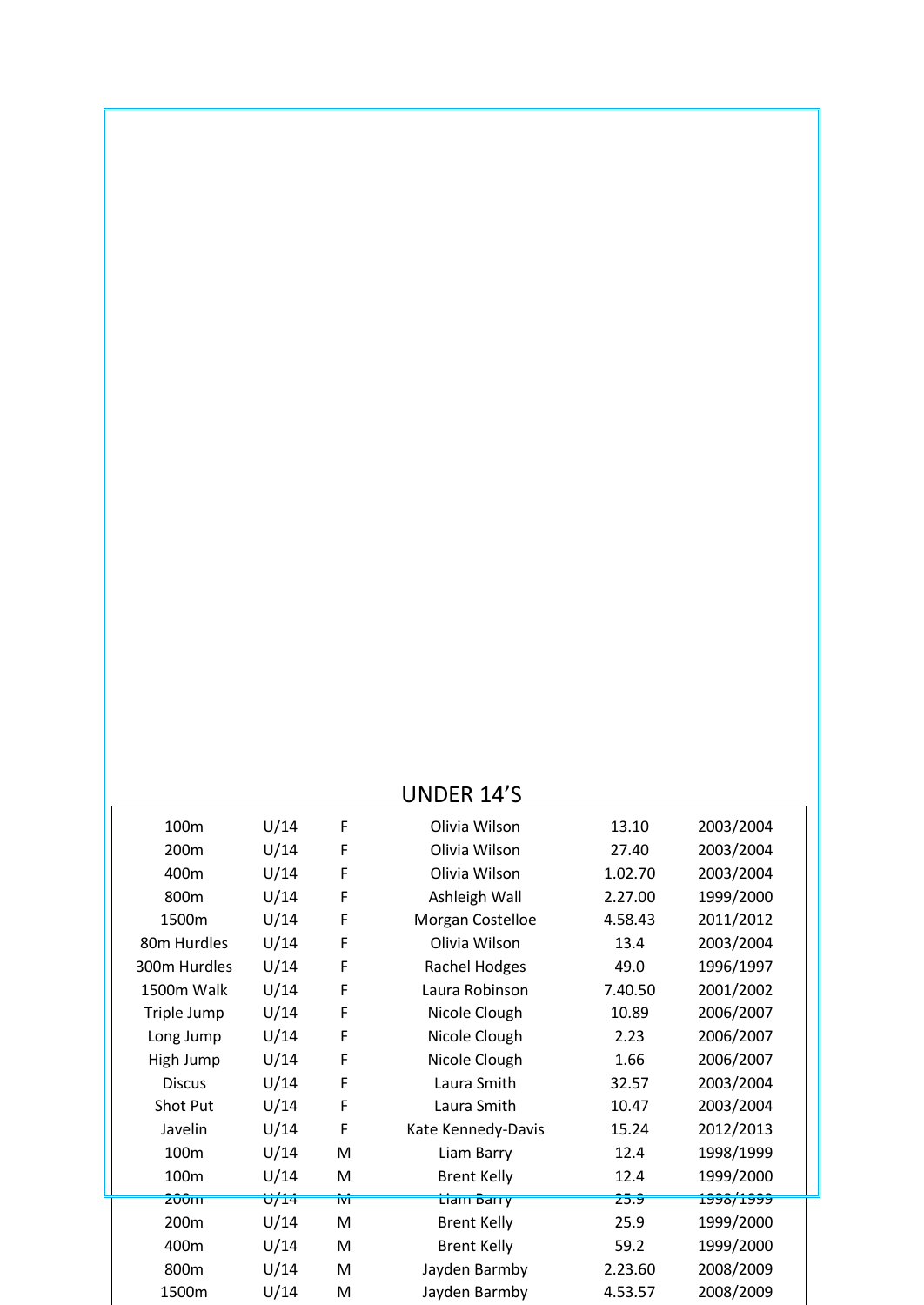## UNDER 14'S

| | | | | | |
|---|---|---|---|---|---|
| 100m | U/14 | F | Olivia Wilson | 13.10 | 2003/2004 |
| 200m | U/14 | F | Olivia Wilson | 27.40 | 2003/2004 |
| 400m | U/14 | F | Olivia Wilson | 1.02.70 | 2003/2004 |
| 800m | U/14 | F | Ashleigh Wall | 2.27.00 | 1999/2000 |
| 1500m | U/14 | F | Morgan Costelloe | 4.58.43 | 2011/2012 |
| 80m Hurdles | U/14 | F | Olivia Wilson | 13.4 | 2003/2004 |
| 300m Hurdles | U/14 | F | Rachel Hodges | 49.0 | 1996/1997 |
| 1500m Walk | U/14 | F | Laura Robinson | 7.40.50 | 2001/2002 |
| Triple Jump | U/14 | F | Nicole Clough | 10.89 | 2006/2007 |
| Long Jump | U/14 | F | Nicole Clough | 2.23 | 2006/2007 |
| High Jump | U/14 | F | Nicole Clough | 1.66 | 2006/2007 |
| Discus | U/14 | F | Laura Smith | 32.57 | 2003/2004 |
| Shot Put | U/14 | F | Laura Smith | 10.47 | 2003/2004 |
| Javelin | U/14 | F | Kate Kennedy-Davis | 15.24 | 2012/2013 |
| 100m | U/14 | M | Liam Barry | 12.4 | 1998/1999 |
| 100m | U/14 | M | Brent Kelly | 12.4 | 1999/2000 |
| 200m | U/14 | M | Liam Barry | 25.9 | 1998/1999 |
| 200m | U/14 | M | Brent Kelly | 25.9 | 1999/2000 |
| 400m | U/14 | M | Brent Kelly | 59.2 | 1999/2000 |
| 800m | U/14 | M | Jayden Barmby | 2.23.60 | 2008/2009 |
| 1500m | U/14 | M | Jayden Barmby | 4.53.57 | 2008/2009 |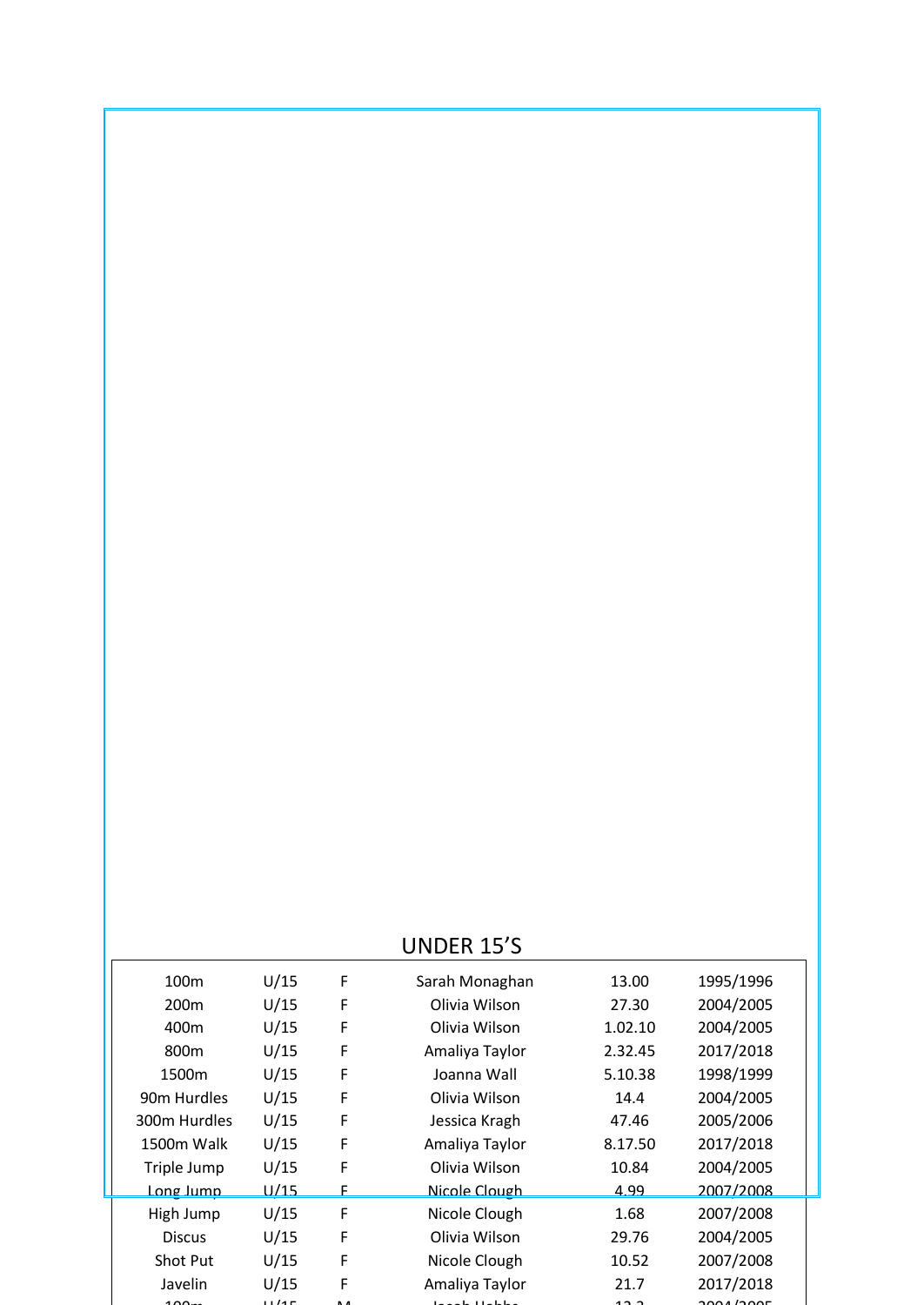## UNDER 15'S

| | | | | | |
|---|---|---|---|---|---|
| 100m | U/15 | F | Sarah Monaghan | 13.00 | 1995/1996 |
| 200m | U/15 | F | Olivia Wilson | 27.30 | 2004/2005 |
| 400m | U/15 | F | Olivia Wilson | 1.02.10 | 2004/2005 |
| 800m | U/15 | F | Amaliya Taylor | 2.32.45 | 2017/2018 |
| 1500m | U/15 | F | Joanna Wall | 5.10.38 | 1998/1999 |
| 90m Hurdles | U/15 | F | Olivia Wilson | 14.4 | 2004/2005 |
| 300m Hurdles | U/15 | F | Jessica Kragh | 47.46 | 2005/2006 |
| 1500m Walk | U/15 | F | Amaliya Taylor | 8.17.50 | 2017/2018 |
| Triple Jump | U/15 | F | Olivia Wilson | 10.84 | 2004/2005 |
| Long Jump | U/15 | F | Nicole Clough | 4.99 | 2007/2008 |
| High Jump | U/15 | F | Nicole Clough | 1.68 | 2007/2008 |
| Discus | U/15 | F | Olivia Wilson | 29.76 | 2004/2005 |
| Shot Put | U/15 | F | Nicole Clough | 10.52 | 2007/2008 |
| Javelin | U/15 | F | Amaliya Taylor | 21.7 | 2017/2018 |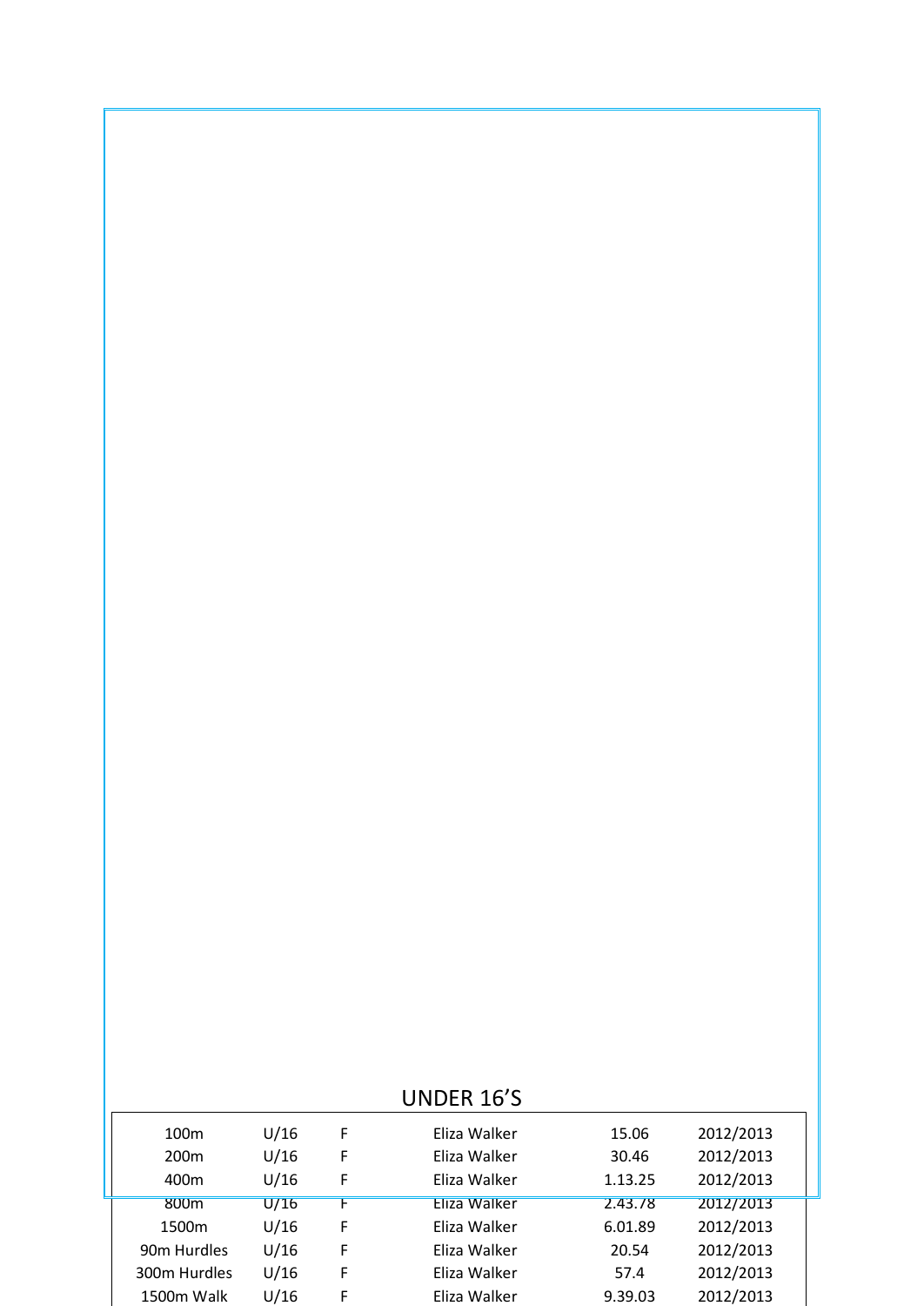# UNDER 16'S

| | | | | | |
|---|---|---|---|---|---|
| 100m | U/16 | F | Eliza Walker | 15.06 | 2012/2013 |
| 200m | U/16 | F | Eliza Walker | 30.46 | 2012/2013 |
| 400m | U/16 | F | Eliza Walker | 1.13.25 | 2012/2013 |
| 800m | U/16 | F | Eliza Walker | 2.43.78 | 2012/2013 |
| 1500m | U/16 | F | Eliza Walker | 6.01.89 | 2012/2013 |
| 90m Hurdles | U/16 | F | Eliza Walker | 20.54 | 2012/2013 |
| 300m Hurdles | U/16 | F | Eliza Walker | 57.4 | 2012/2013 |
| 1500m Walk | U/16 | F | Eliza Walker | 9.39.03 | 2012/2013 |